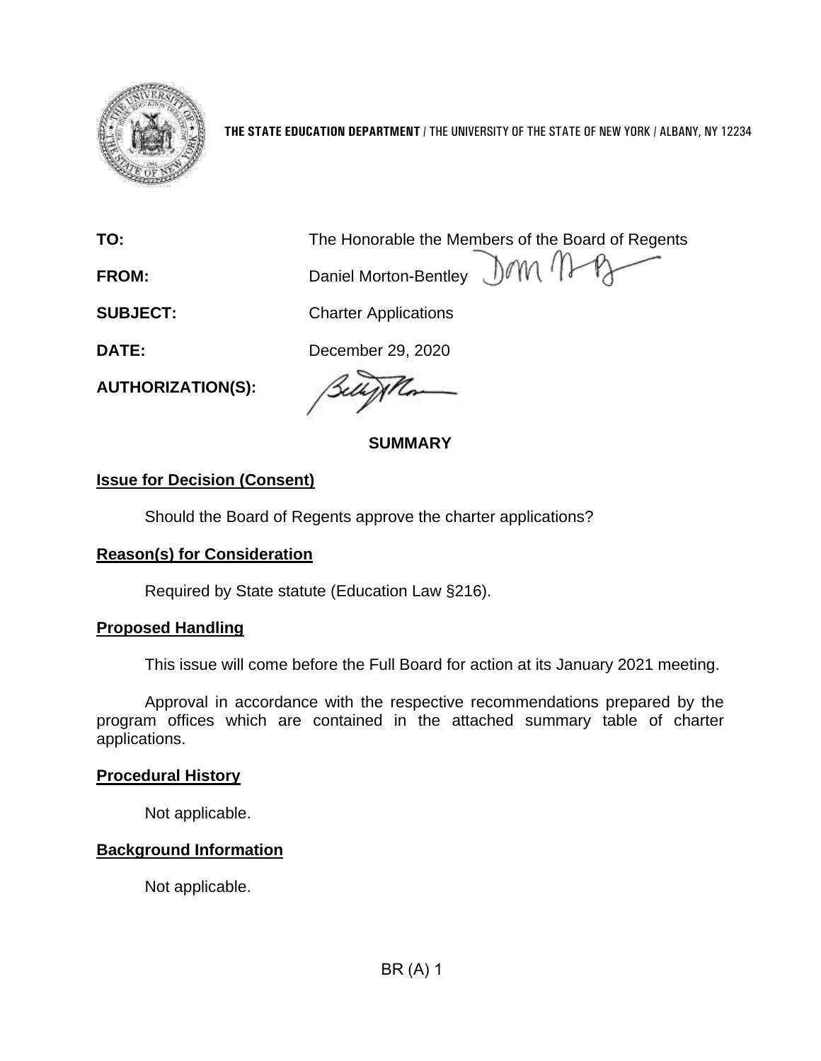**THE STATE EDUCATION DEPARTMENT** / THE UNIVERSITY OF THE STATE OF NEW YORK / ALBANY, NY 12234

**TO:** The Honorable the Members of the Board of Regents

**FROM:** Daniel Morton-Bentley

**SUBJECT:** Charter Applications

**DATE:** December 29, 2020

**AUTHORIZATION(S):**

## SUMMARY

### Issue for Decision (Consent)

Should the Board of Regents approve the charter applications?

### Reason(s) for Consideration

Required by State statute (Education Law §216).

### Proposed Handling

This issue will come before the Full Board for action at its January 2021 meeting.

Approval in accordance with the respective recommendations prepared by the program offices which are contained in the attached summary table of charter applications.

### Procedural History

Not applicable.

### Background Information

Not applicable.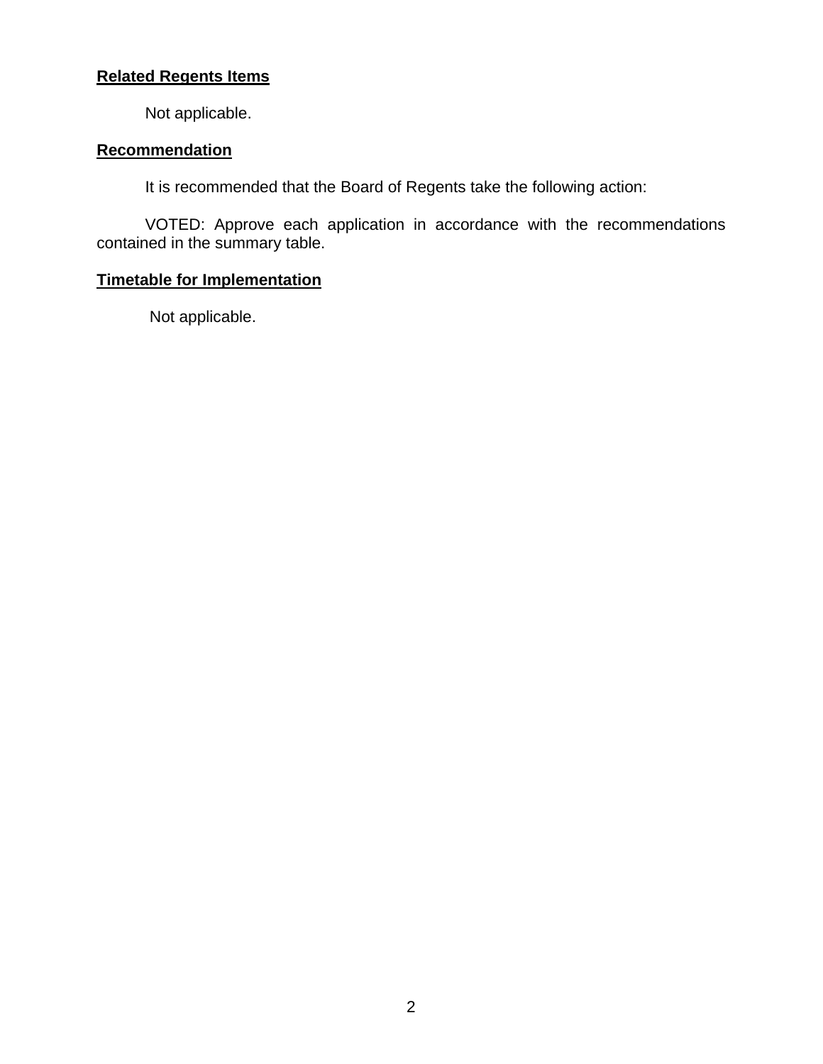**Related Regents Items**

Not applicable.

**Recommendation**

It is recommended that the Board of Regents take the following action:

VOTED: Approve each application in accordance with the recommendations contained in the summary table.

**Timetable for Implementation**

Not applicable.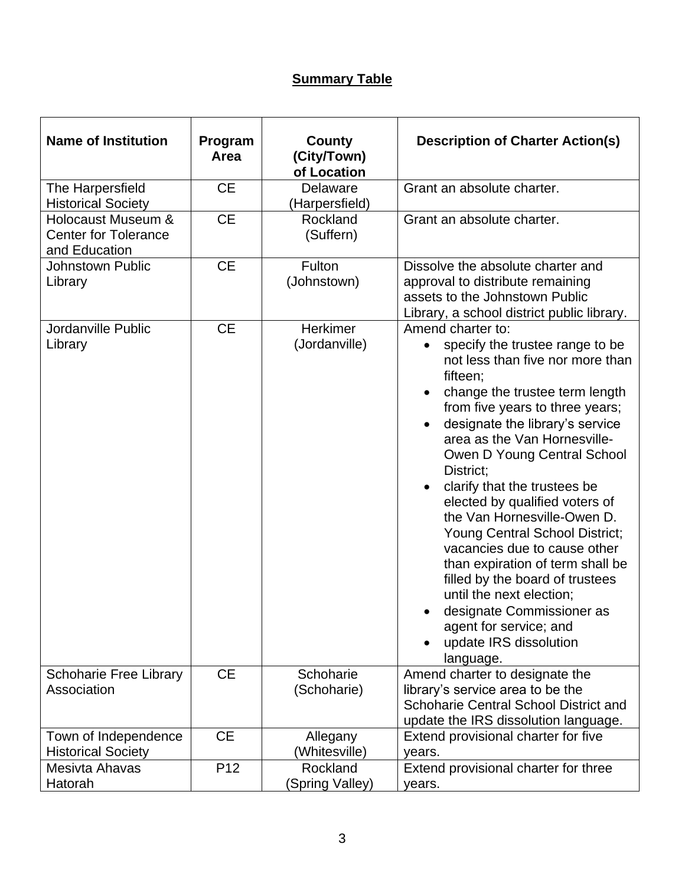## Summary Table

| Name of Institution | Program Area | County (City/Town) of Location | Description of Charter Action(s) |
|---|---|---|---|
| The Harpersfield Historical Society | CE | Delaware (Harpersfield) | Grant an absolute charter. |
| Holocaust Museum & Center for Tolerance and Education | CE | Rockland (Suffern) | Grant an absolute charter. |
| Johnstown Public Library | CE | Fulton (Johnstown) | Dissolve the absolute charter and approval to distribute remaining assets to the Johnstown Public Library, a school district public library. |
| Jordanville Public Library | CE | Herkimer (Jordanville) | Amend charter to: <br>• specify the trustee range to be not less than five nor more than fifteen; <br>• change the trustee term length from five years to three years; <br>• designate the library's service area as the Van Hornesville-Owen D Young Central School District; <br>• clarify that the trustees be elected by qualified voters of the Van Hornesville-Owen D. Young Central School District; vacancies due to cause other than expiration of term shall be filled by the board of trustees until the next election; <br>• designate Commissioner as agent for service; and <br>• update IRS dissolution language. |
| Schoharie Free Library Association | CE | Schoharie (Schoharie) | Amend charter to designate the library's service area to be the Schoharie Central School District and update the IRS dissolution language. |
| Town of Independence Historical Society | CE | Allegany (Whitesville) | Extend provisional charter for five years. |
| Mesivta Ahavas Hatorah | P12 | Rockland (Spring Valley) | Extend provisional charter for three years. |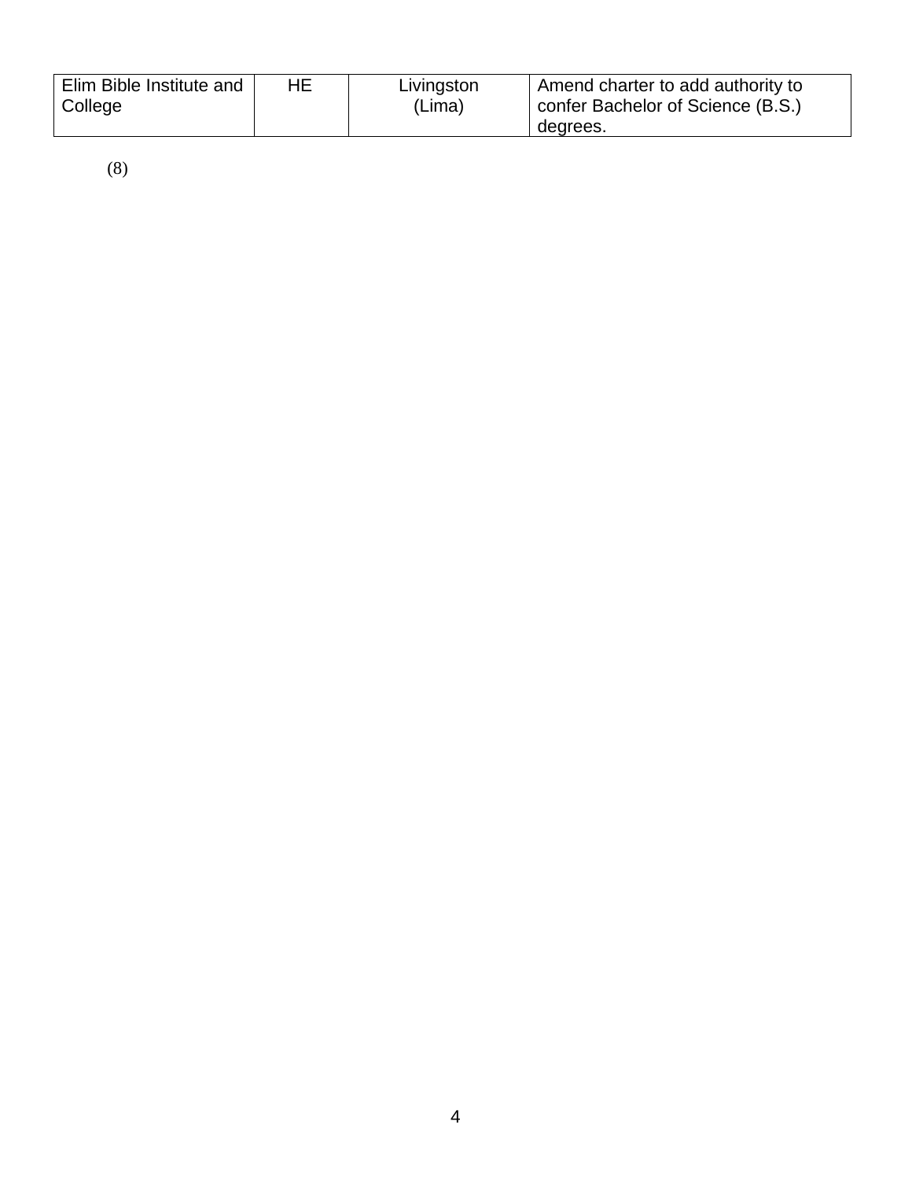| | | | |
|---|---|---|---|
| Elim Bible Institute and College | HE | Livingston (Lima) | Amend charter to add authority to confer Bachelor of Science (B.S.) degrees. |

(8)